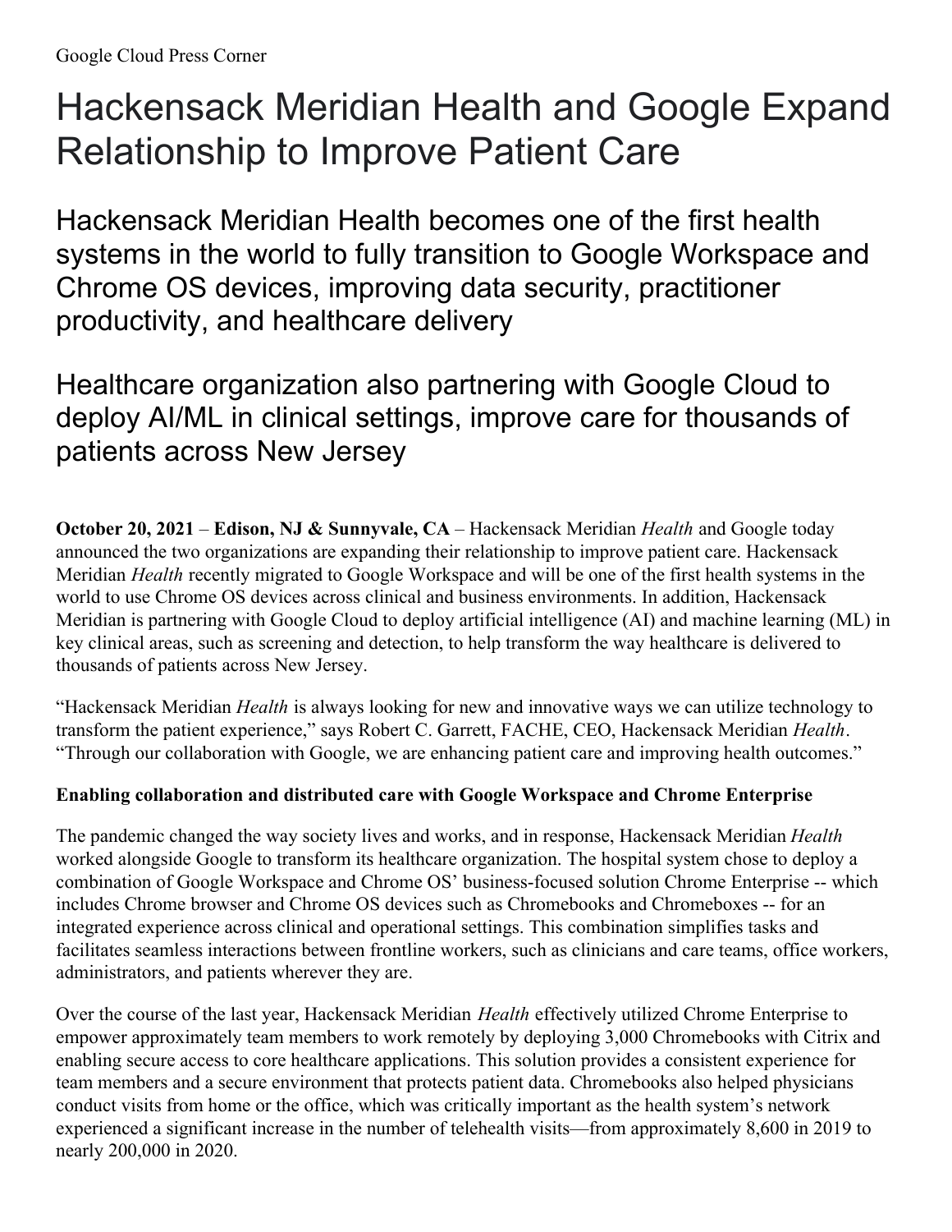Google Cloud Press Corner

# Hackensack Meridian Health and Google Expand Relationship to Improve Patient Care

## Hackensack Meridian Health becomes one of the first health systems in the world to fully transition to Google Workspace and Chrome OS devices, improving data security, practitioner productivity, and healthcare delivery

## Healthcare organization also partnering with Google Cloud to deploy AI/ML in clinical settings, improve care for thousands of patients across New Jersey

**October 20, 2021** – **Edison, NJ & Sunnyvale, CA** – Hackensack Meridian *Health* and Google today announced the two organizations are expanding their relationship to improve patient care. Hackensack Meridian *Health* recently migrated to Google Workspace and will be one of the first health systems in the world to use Chrome OS devices across clinical and business environments. In addition, Hackensack Meridian is partnering with Google Cloud to deploy artificial intelligence (AI) and machine learning (ML) in key clinical areas, such as screening and detection, to help transform the way healthcare is delivered to thousands of patients across New Jersey.

"Hackensack Meridian *Health* is always looking for new and innovative ways we can utilize technology to transform the patient experience," says Robert C. Garrett, FACHE, CEO, Hackensack Meridian *Health*. "Through our collaboration with Google, we are enhancing patient care and improving health outcomes."

**Enabling collaboration and distributed care with Google Workspace and Chrome Enterprise**

The pandemic changed the way society lives and works, and in response, Hackensack Meridian *Health* worked alongside Google to transform its healthcare organization. The hospital system chose to deploy a combination of Google Workspace and Chrome OS' business-focused solution Chrome Enterprise -- which includes Chrome browser and Chrome OS devices such as Chromebooks and Chromeboxes -- for an integrated experience across clinical and operational settings. This combination simplifies tasks and facilitates seamless interactions between frontline workers, such as clinicians and care teams, office workers, administrators, and patients wherever they are.

Over the course of the last year, Hackensack Meridian *Health* effectively utilized Chrome Enterprise to empower approximately team members to work remotely by deploying 3,000 Chromebooks with Citrix and enabling secure access to core healthcare applications. This solution provides a consistent experience for team members and a secure environment that protects patient data. Chromebooks also helped physicians conduct visits from home or the office, which was critically important as the health system's network experienced a significant increase in the number of telehealth visits—from approximately 8,600 in 2019 to nearly 200,000 in 2020.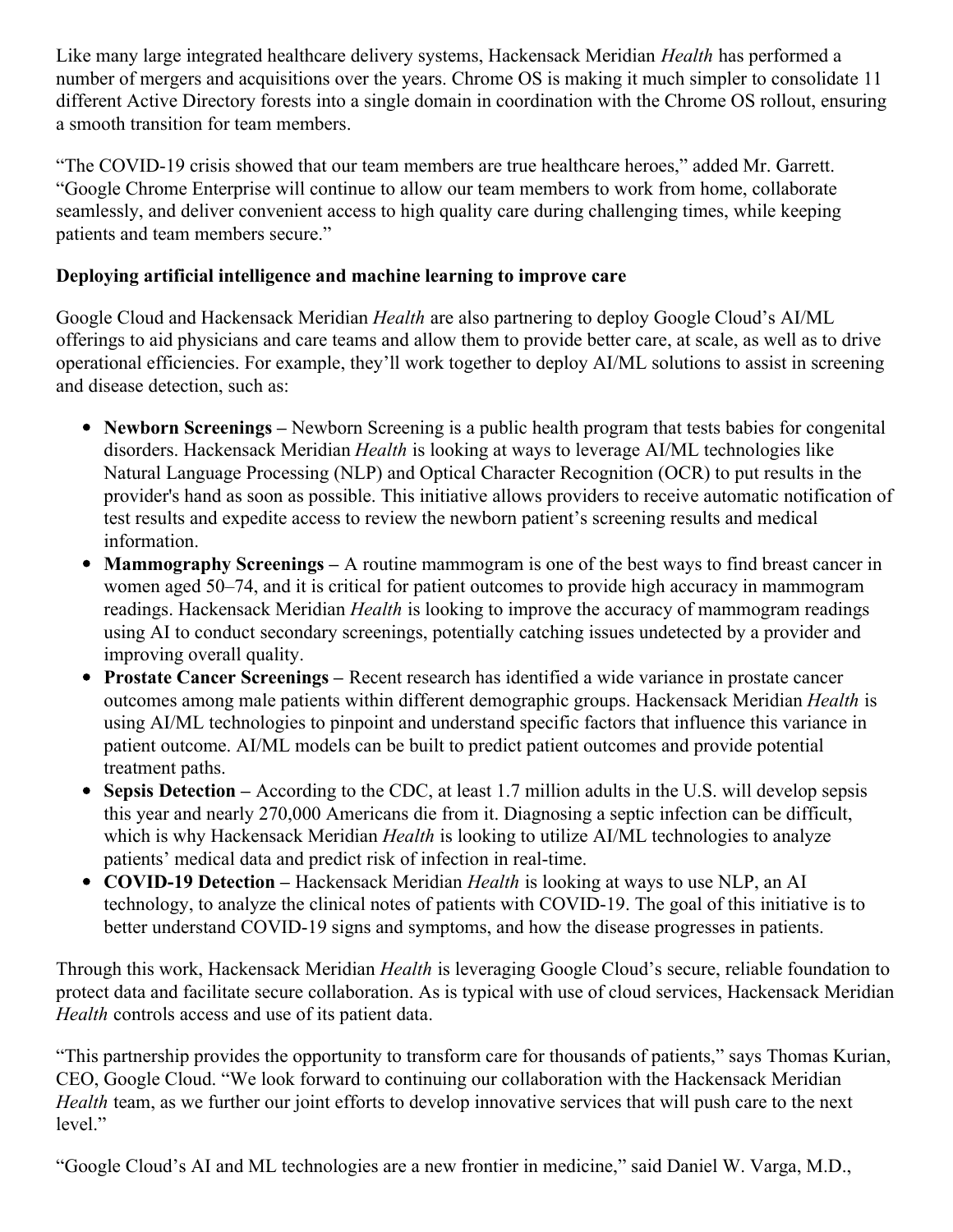Like many large integrated healthcare delivery systems, Hackensack Meridian *Health* has performed a number of mergers and acquisitions over the years. Chrome OS is making it much simpler to consolidate 11 different Active Directory forests into a single domain in coordination with the Chrome OS rollout, ensuring a smooth transition for team members.

"The COVID-19 crisis showed that our team members are true healthcare heroes," added Mr. Garrett. "Google Chrome Enterprise will continue to allow our team members to work from home, collaborate seamlessly, and deliver convenient access to high quality care during challenging times, while keeping patients and team members secure."

**Deploying artificial intelligence and machine learning to improve care**

Google Cloud and Hackensack Meridian *Health* are also partnering to deploy Google Cloud's AI/ML offerings to aid physicians and care teams and allow them to provide better care, at scale, as well as to drive operational efficiencies. For example, they'll work together to deploy AI/ML solutions to assist in screening and disease detection, such as:

- **Newborn Screenings –** Newborn Screening is a public health program that tests babies for congenital disorders. Hackensack Meridian *Health* is looking at ways to leverage AI/ML technologies like Natural Language Processing (NLP) and Optical Character Recognition (OCR) to put results in the provider's hand as soon as possible. This initiative allows providers to receive automatic notification of test results and expedite access to review the newborn patient's screening results and medical information.
- **Mammography Screenings –** A routine mammogram is one of the best ways to find breast cancer in women aged 50–74, and it is critical for patient outcomes to provide high accuracy in mammogram readings. Hackensack Meridian *Health* is looking to improve the accuracy of mammogram readings using AI to conduct secondary screenings, potentially catching issues undetected by a provider and improving overall quality.
- **Prostate Cancer Screenings –** Recent research has identified a wide variance in prostate cancer outcomes among male patients within different demographic groups. Hackensack Meridian *Health* is using AI/ML technologies to pinpoint and understand specific factors that influence this variance in patient outcome. AI/ML models can be built to predict patient outcomes and provide potential treatment paths.
- **Sepsis Detection –** According to the CDC, at least 1.7 million adults in the U.S. will develop sepsis this year and nearly 270,000 Americans die from it. Diagnosing a septic infection can be difficult, which is why Hackensack Meridian *Health* is looking to utilize AI/ML technologies to analyze patients' medical data and predict risk of infection in real-time.
- **COVID-19 Detection –** Hackensack Meridian *Health* is looking at ways to use NLP, an AI technology, to analyze the clinical notes of patients with COVID-19. The goal of this initiative is to better understand COVID-19 signs and symptoms, and how the disease progresses in patients.

Through this work, Hackensack Meridian *Health* is leveraging Google Cloud's secure, reliable foundation to protect data and facilitate secure collaboration. As is typical with use of cloud services, Hackensack Meridian *Health* controls access and use of its patient data.

"This partnership provides the opportunity to transform care for thousands of patients," says Thomas Kurian, CEO, Google Cloud. "We look forward to continuing our collaboration with the Hackensack Meridian *Health* team, as we further our joint efforts to develop innovative services that will push care to the next level."

"Google Cloud's AI and ML technologies are a new frontier in medicine," said Daniel W. Varga, M.D.,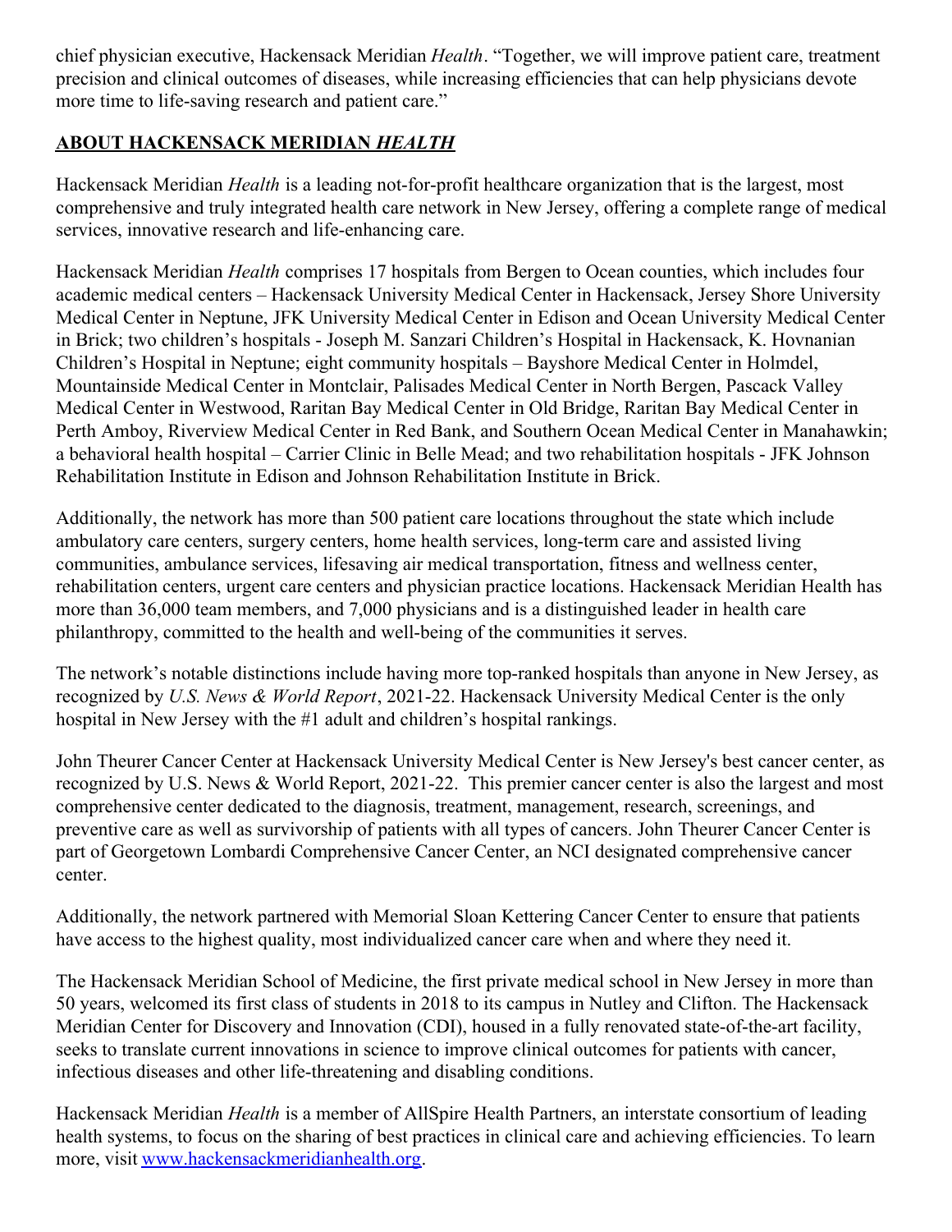chief physician executive, Hackensack Meridian *Health*. "Together, we will improve patient care, treatment precision and clinical outcomes of diseases, while increasing efficiencies that can help physicians devote more time to life-saving research and patient care."

## ABOUT HACKENSACK MERIDIAN *HEALTH*

Hackensack Meridian *Health* is a leading not-for-profit healthcare organization that is the largest, most comprehensive and truly integrated health care network in New Jersey, offering a complete range of medical services, innovative research and life-enhancing care.

Hackensack Meridian *Health* comprises 17 hospitals from Bergen to Ocean counties, which includes four academic medical centers – Hackensack University Medical Center in Hackensack, Jersey Shore University Medical Center in Neptune, JFK University Medical Center in Edison and Ocean University Medical Center in Brick; two children's hospitals - Joseph M. Sanzari Children's Hospital in Hackensack, K. Hovnanian Children's Hospital in Neptune; eight community hospitals – Bayshore Medical Center in Holmdel, Mountainside Medical Center in Montclair, Palisades Medical Center in North Bergen, Pascack Valley Medical Center in Westwood, Raritan Bay Medical Center in Old Bridge, Raritan Bay Medical Center in Perth Amboy, Riverview Medical Center in Red Bank, and Southern Ocean Medical Center in Manahawkin; a behavioral health hospital – Carrier Clinic in Belle Mead; and two rehabilitation hospitals - JFK Johnson Rehabilitation Institute in Edison and Johnson Rehabilitation Institute in Brick.

Additionally, the network has more than 500 patient care locations throughout the state which include ambulatory care centers, surgery centers, home health services, long-term care and assisted living communities, ambulance services, lifesaving air medical transportation, fitness and wellness center, rehabilitation centers, urgent care centers and physician practice locations. Hackensack Meridian Health has more than 36,000 team members, and 7,000 physicians and is a distinguished leader in health care philanthropy, committed to the health and well-being of the communities it serves.

The network's notable distinctions include having more top-ranked hospitals than anyone in New Jersey, as recognized by *U.S. News & World Report*, 2021-22. Hackensack University Medical Center is the only hospital in New Jersey with the #1 adult and children's hospital rankings.

John Theurer Cancer Center at Hackensack University Medical Center is New Jersey's best cancer center, as recognized by U.S. News & World Report, 2021-22. This premier cancer center is also the largest and most comprehensive center dedicated to the diagnosis, treatment, management, research, screenings, and preventive care as well as survivorship of patients with all types of cancers. John Theurer Cancer Center is part of Georgetown Lombardi Comprehensive Cancer Center, an NCI designated comprehensive cancer center.

Additionally, the network partnered with Memorial Sloan Kettering Cancer Center to ensure that patients have access to the highest quality, most individualized cancer care when and where they need it.

The Hackensack Meridian School of Medicine, the first private medical school in New Jersey in more than 50 years, welcomed its first class of students in 2018 to its campus in Nutley and Clifton. The Hackensack Meridian Center for Discovery and Innovation (CDI), housed in a fully renovated state-of-the-art facility, seeks to translate current innovations in science to improve clinical outcomes for patients with cancer, infectious diseases and other life-threatening and disabling conditions.

Hackensack Meridian *Health* is a member of AllSpire Health Partners, an interstate consortium of leading health systems, to focus on the sharing of best practices in clinical care and achieving efficiencies. To learn more, visit [www.hackensackmeridianhealth.org](http://www.hackensackmeridianhealth.org).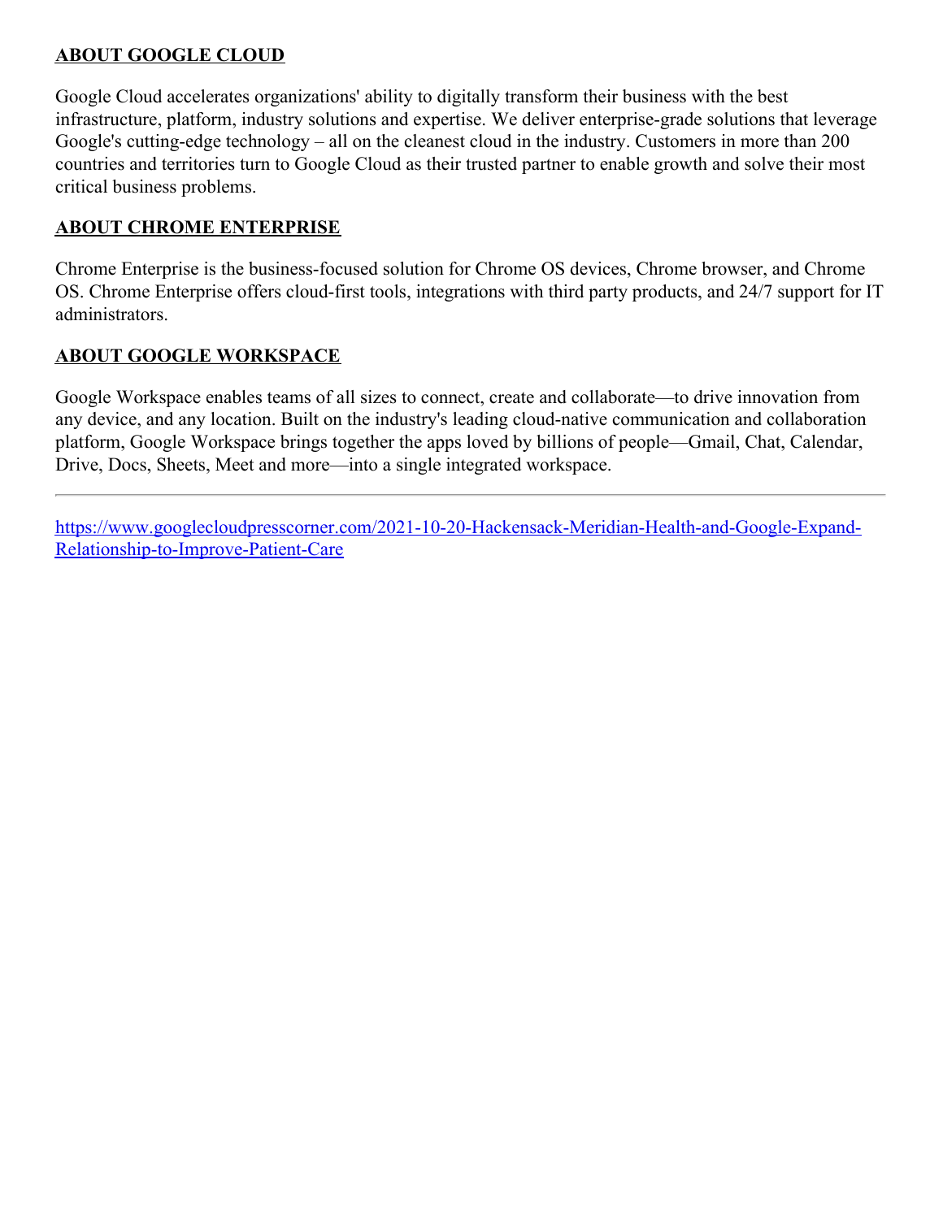## ABOUT GOOGLE CLOUD

Google Cloud accelerates organizations' ability to digitally transform their business with the best infrastructure, platform, industry solutions and expertise. We deliver enterprise-grade solutions that leverage Google's cutting-edge technology – all on the cleanest cloud in the industry. Customers in more than 200 countries and territories turn to Google Cloud as their trusted partner to enable growth and solve their most critical business problems.

## ABOUT CHROME ENTERPRISE

Chrome Enterprise is the business-focused solution for Chrome OS devices, Chrome browser, and Chrome OS. Chrome Enterprise offers cloud-first tools, integrations with third party products, and 24/7 support for IT administrators.

## ABOUT GOOGLE WORKSPACE

Google Workspace enables teams of all sizes to connect, create and collaborate—to drive innovation from any device, and any location. Built on the industry's leading cloud-native communication and collaboration platform, Google Workspace brings together the apps loved by billions of people—Gmail, Chat, Calendar, Drive, Docs, Sheets, Meet and more—into a single integrated workspace.

---

https://www.googlecloudpresscorner.com/2021-10-20-Hackensack-Meridian-Health-and-Google-Expand-Relationship-to-Improve-Patient-Care